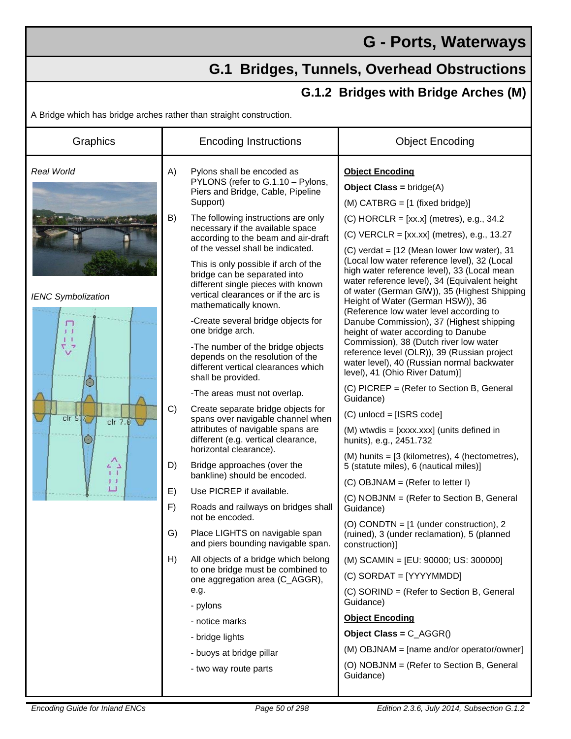# G - Ports, Waterways

## G.1 Bridges, Tunnels, Overhead Obstructions

### G.1.2 Bridges with Bridge Arches (M)

A Bridge which has bridge arches rather than straight construction.

| Graphics | Encoding Instructions | Object Encoding |
|---|---|---|
| *Real World*<br><br>*IENC Symbolization* | A) Pylons shall be encoded as PYLONS (refer to G.1.10 – Pylons, Piers and Bridge, Cable, Pipeline Support)<br><br>B) The following instructions are only necessary if the available space according to the beam and air-draft of the vessel shall be indicated.<br>This is only possible if arch of the bridge can be separated into different single pieces with known vertical clearances or if the arc is mathematically known.<br>-Create several bridge objects for one bridge arch.<br>-The number of the bridge objects depends on the resolution of the different vertical clearances which shall be provided.<br>-The areas must not overlap.<br><br>C) Create separate bridge objects for spans over navigable channel when attributes of navigable spans are different (e.g. vertical clearance, horizontal clearance).<br><br>D) Bridge approaches (over the bankline) should be encoded.<br><br>E) Use PICREP if available.<br><br>F) Roads and railways on bridges shall not be encoded.<br><br>G) Place LIGHTS on navigable span and piers bounding navigable span.<br><br>H) All objects of a bridge which belong to one bridge must be combined to one aggregation area (C_AGGR), e.g.<br>- pylons<br>- notice marks<br>- bridge lights<br>- buoys at bridge pillar<br>- two way route parts | **Object Encoding**<br>**Object Class =** bridge(A)<br>(M) CATBRG = [1 (fixed bridge)]<br>(C) HORCLR = [xx.x] (metres), e.g., 34.2<br>(C) VERCLR = [xx.xx] (metres), e.g., 13.27<br>(C) verdat = [12 (Mean lower low water), 31 (Local low water reference level), 32 (Local high water reference level), 33 (Local mean water reference level), 34 (Equivalent height of water (German GlW)), 35 (Highest Shipping Height of Water (German HSW)), 36 (Reference low water level according to Danube Commission), 37 (Highest shipping height of water according to Danube Commission), 38 (Dutch river low water reference level (OLR)), 39 (Russian project water level), 40 (Russian normal backwater level), 41 (Ohio River Datum)]<br>(C) PICREP = (Refer to Section B, General Guidance)<br>(C) unlocd = [ISRS code]<br>(M) wtwdis = [xxxx.xxx] (units defined in hunits), e.g., 2451.732<br>(M) hunits = [3 (kilometres), 4 (hectometres), 5 (statute miles), 6 (nautical miles)]<br>(C) OBJNAM = (Refer to letter I)<br>(C) NOBJNM = (Refer to Section B, General Guidance)<br>(O) CONDTN = [1 (under construction), 2 (ruined), 3 (under reclamation), 5 (planned construction)]<br>(M) SCAMIN = [EU: 90000; US: 300000]<br>(C) SORDAT = [YYYYMMDD]<br>(C) SORIND = (Refer to Section B, General Guidance)<br>**Object Encoding**<br>**Object Class =** C_AGGR()<br>(M) OBJNAM = [name and/or operator/owner]<br>(O) NOBJNM = (Refer to Section B, General Guidance) |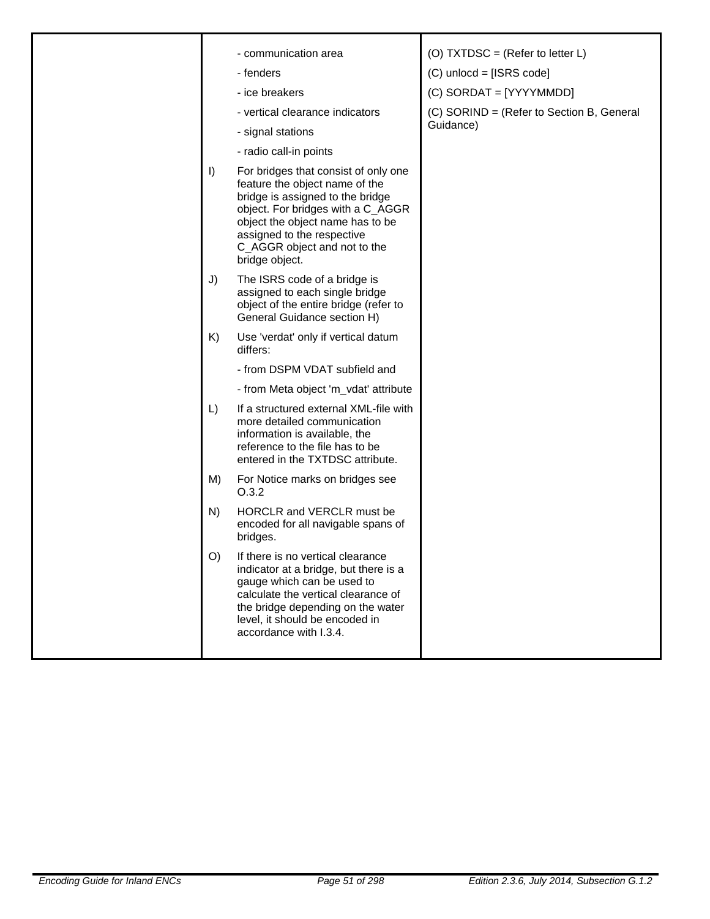| | | |
|---|---|---|
| | - communication area<br>- fenders<br>- ice breakers<br>- vertical clearance indicators<br>- signal stations<br>- radio call-in points<br><br>I) For bridges that consist of only one feature the object name of the bridge is assigned to the bridge object. For bridges with a C_AGGR object the object name has to be assigned to the respective C_AGGR object and not to the bridge object.<br><br>J) The ISRS code of a bridge is assigned to each single bridge object of the entire bridge (refer to General Guidance section H)<br><br>K) Use 'verdat' only if vertical datum differs:<br>- from DSPM VDAT subfield and<br>- from Meta object 'm_vdat' attribute<br><br>L) If a structured external XML-file with more detailed communication information is available, the reference to the file has to be entered in the TXTDSC attribute.<br><br>M) For Notice marks on bridges see O.3.2<br><br>N) HORCLR and VERCLR must be encoded for all navigable spans of bridges.<br><br>O) If there is no vertical clearance indicator at a bridge, but there is a gauge which can be used to calculate the vertical clearance of the bridge depending on the water level, it should be encoded in accordance with I.3.4. | (O) TXTDSC = (Refer to letter L)<br>(C) unlocd = [ISRS code]<br>(C) SORDAT = [YYYYMMDD]<br>(C) SORIND = (Refer to Section B, General Guidance) |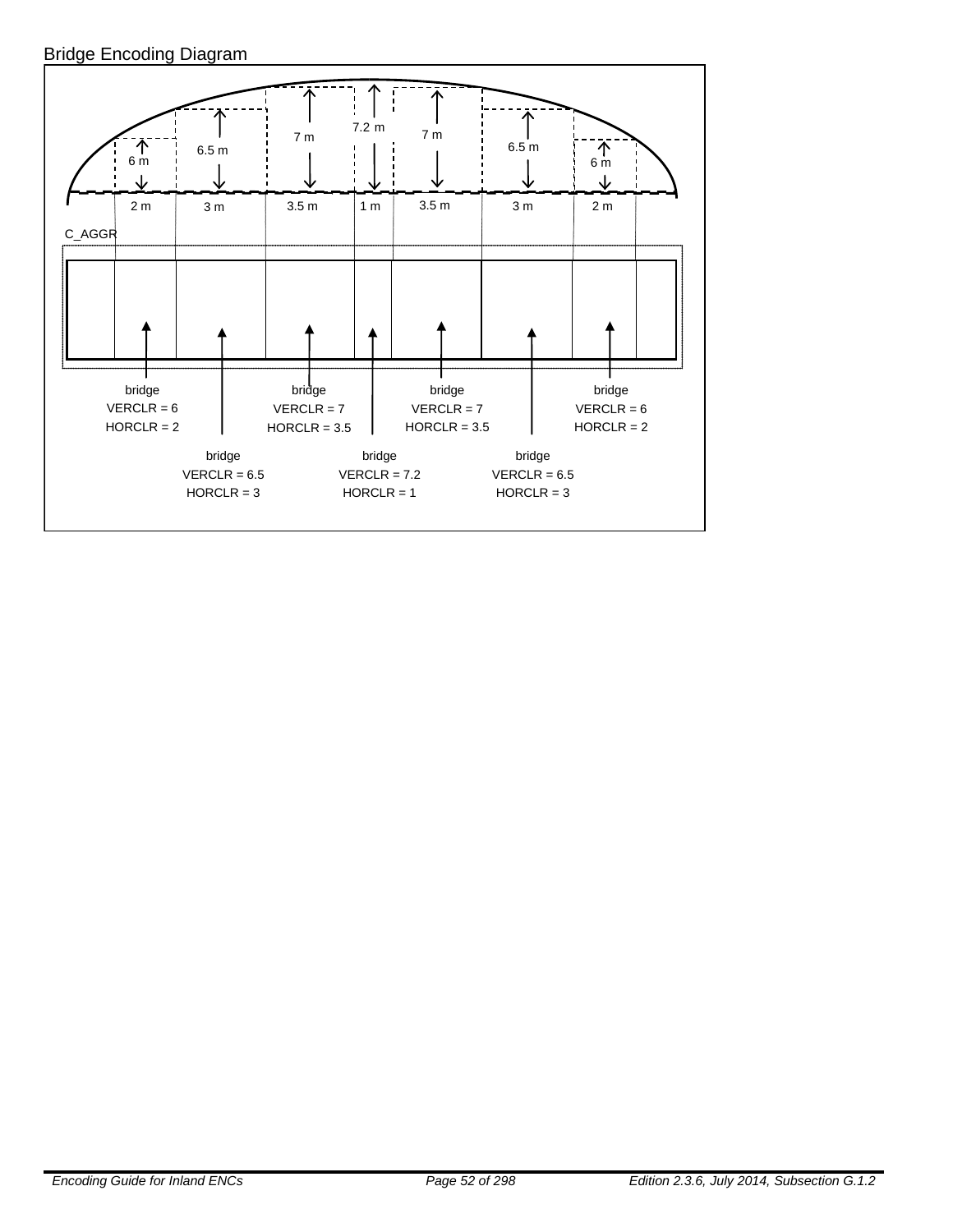Bridge Encoding Diagram

7.2 m

7 m

7 m

6.5 m

6.5 m

6 m

6 m

2 m

3 m

3.5 m

1 m

3.5 m

3 m

2 m

C_AGGR

bridge
VERCLR = 6
HORCLR = 2

bridge
VERCLR = 7
HORCLR = 3.5

bridge
VERCLR = 7
HORCLR = 3.5

bridge
VERCLR = 6
HORCLR = 2

bridge
VERCLR = 6.5
HORCLR = 3

bridge
VERCLR = 7.2
HORCLR = 1

bridge
VERCLR = 6.5
HORCLR = 3